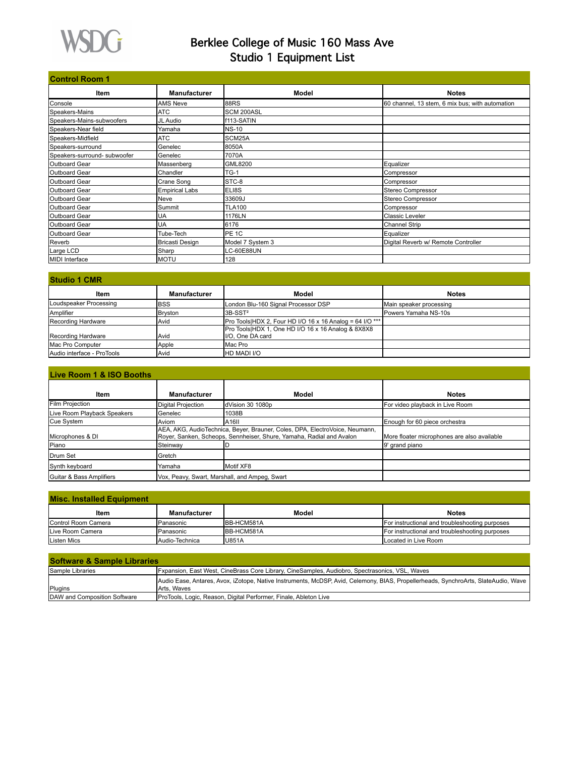# Berklee College of Music 160 Mass Ave
# Studio 1 Equipment List

## Control Room 1

| Item | Manufacturer | Model | Notes |
|---|---|---|---|
| Console | AMS Neve | 88RS | 60 channel, 13 stem, 6 mix bus; with automation |
| Speakers-Mains | ATC | SCM 200ASL | |
| Speakers-Mains-subwoofers | JL Audio | f113-SATIN | |
| Speakers-Near field | Yamaha | NS-10 | |
| Speakers-Midfield | ATC | SCM25A | |
| Speakers-surround | Genelec | 8050A | |
| Speakers-surround- subwoofer | Genelec | 7070A | |
| Outboard Gear | Massenberg | GML8200 | Equalizer |
| Outboard Gear | Chandler | TG-1 | Compressor |
| Outboard Gear | Crane Song | STC-8 | Compressor |
| Outboard Gear | Empirical Labs | ELI8S | Stereo Compressor |
| Outboard Gear | Neve | 33609J | Stereo Compressor |
| Outboard Gear | Summit | TLA100 | Compressor |
| Outboard Gear | UA | 1176LN | Classic Leveler |
| Outboard Gear | UA | 6176 | Channel Strip |
| Outboard Gear | Tube-Tech | PE 1C | Equalizer |
| Reverb | Bricasti Design | Model 7 System 3 | Digital Reverb w/ Remote Controller |
| Large LCD | Sharp | LC-60E88UN | |
| MIDI Interface | MOTU | 128 | |

## Studio 1 CMR

| Item | Manufacturer | Model | Notes |
|---|---|---|---|
| Loudspeaker Processing | BSS | London Blu-160 Signal Processor DSP | Main speaker processing |
| Amplifier | Bryston | 3B-SST² | Powers Yamaha NS-10s |
| Recording Hardware | Avid | Pro Tools\|HDX 2, Four HD I/O 16 x 16 Analog = 64 I/O *** | |
| Recording Hardware | Avid | Pro Tools\|HDX 1, One HD I/O 16 x 16 Analog & 8X8X8 I/O, One DA card | |
| Mac Pro Computer | Apple | Mac Pro | |
| Audio interface - ProTools | Avid | HD MADI I/O | |

## Live Room 1 & ISO Booths

| Item | Manufacturer | Model | Notes |
|---|---|---|---|
| Film Projection | Digital Projection | dVision 30 1080p | For video playback in Live Room |
| Live Room Playback Speakers | Genelec | 1038B | |
| Cue System | Aviom | A16II | Enough for 60 piece orchestra |
| Microphones & DI | AEA, AKG, AudioTechnica, Beyer, Brauner, Coles, DPA, ElectroVoice, Neumann, Royer, Sanken, Scheops, Sennheiser, Shure, Yamaha, Radial and Avalon | | More floater microphones are also available |
| Piano | Steinway | D | 9' grand piano |
| Drum Set | Gretch | | |
| Synth keyboard | Yamaha | Motif XF8 | |
| Guitar & Bass Amplifiers | Vox, Peavy, Swart, Marshall, and Ampeg, Swart | | |

## Misc. Installed Equipment

| Item | Manufacturer | Model | Notes |
|---|---|---|---|
| Control Room Camera | Panasonic | BB-HCM581A | For instructional and troubleshooting purposes |
| Live Room Camera | Panasonic | BB-HCM581A | For instructional and troubleshooting purposes |
| Listen Mics | Audio-Technica | U851A | Located in Live Room |

## Software & Sample Libraries

| Item | Details |
|---|---|
| Sample Libraries | Fxpansion, East West, CineBrass Core Library, CineSamples, Audiobro, Spectrasonics, VSL, Waves |
| Plugins | Audio Ease, Antares, Avox, iZotope, Native Instruments, McDSP, Avid, Celemony, BIAS, Propellerheads, SynchroArts, SlateAudio, Wave Arts, Waves |
| DAW and Composition Software | ProTools, Logic, Reason, Digital Performer, Finale, Ableton Live |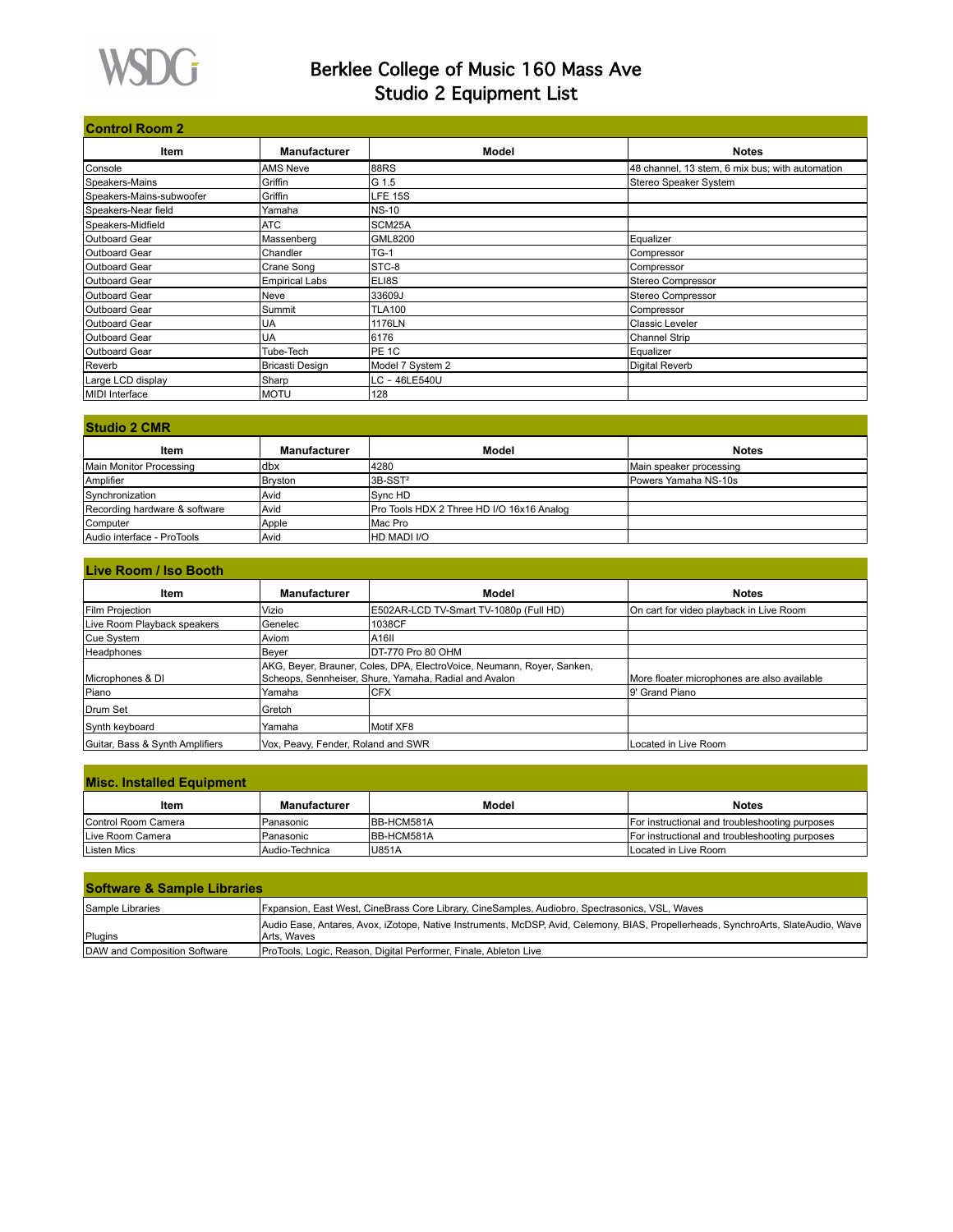# Berklee College of Music 160 Mass Ave
# Studio 2 Equipment List

## Control Room 2

| Item | Manufacturer | Model | Notes |
|---|---|---|---|
| Console | AMS Neve | 88RS | 48 channel, 13 stem, 6 mix bus; with automation |
| Speakers-Mains | Griffin | G 1.5 | Stereo Speaker System |
| Speakers-Mains-subwoofer | Griffin | LFE 15S | |
| Speakers-Near field | Yamaha | NS-10 | |
| Speakers-Midfield | ATC | SCM25A | |
| Outboard Gear | Massenberg | GML8200 | Equalizer |
| Outboard Gear | Chandler | TG-1 | Compressor |
| Outboard Gear | Crane Song | STC-8 | Compressor |
| Outboard Gear | Empirical Labs | ELI8S | Stereo Compressor |
| Outboard Gear | Neve | 33609J | Stereo Compressor |
| Outboard Gear | Summit | TLA100 | Compressor |
| Outboard Gear | UA | 1176LN | Classic Leveler |
| Outboard Gear | UA | 6176 | Channel Strip |
| Outboard Gear | Tube-Tech | PE 1C | Equalizer |
| Reverb | Bricasti Design | Model 7 System 2 | Digital Reverb |
| Large LCD display | Sharp | LC - 46LE540U | |
| MIDI Interface | MOTU | 128 | |

## Studio 2 CMR

| Item | Manufacturer | Model | Notes |
|---|---|---|---|
| Main Monitor Processing | dbx | 4280 | Main speaker processing |
| Amplifier | Bryston | 3B-SST² | Powers Yamaha NS-10s |
| Synchronization | Avid | Sync HD | |
| Recording hardware & software | Avid | Pro Tools HDX 2 Three HD I/O 16x16 Analog | |
| Computer | Apple | Mac Pro | |
| Audio interface - ProTools | Avid | HD MADI I/O | |

## Live Room / Iso Booth

| Item | Manufacturer | Model | Notes |
|---|---|---|---|
| Film Projection | Vizio | E502AR-LCD TV-Smart TV-1080p (Full HD) | On cart for video playback in Live Room |
| Live Room Playback speakers | Genelec | 1038CF | |
| Cue System | Aviom | A16II | |
| Headphones | Beyer | DT-770 Pro 80 OHM | |
| Microphones & DI | AKG, Beyer, Brauner, Coles, DPA, ElectroVoice, Neumann, Royer, Sanken, Scheops, Sennheiser, Shure, Yamaha, Radial and Avalon | | More floater microphones are also available |
| Piano | Yamaha | CFX | 9' Grand Piano |
| Drum Set | Gretch | | |
| Synth keyboard | Yamaha | Motif XF8 | |
| Guitar, Bass & Synth Amplifiers | Vox, Peavy, Fender, Roland and SWR | | Located in Live Room |

## Misc. Installed Equipment

| Item | Manufacturer | Model | Notes |
|---|---|---|---|
| Control Room Camera | Panasonic | BB-HCM581A | For instructional and troubleshooting purposes |
| Live Room Camera | Panasonic | BB-HCM581A | For instructional and troubleshooting purposes |
| Listen Mics | Audio-Technica | U851A | Located in Live Room |

## Software & Sample Libraries

| | |
|---|---|
| Sample Libraries | Fxpansion, East West, CineBrass Core Library, CineSamples, Audiobro, Spectrasonics, VSL, Waves |
| Plugins | Audio Ease, Antares, Avox, iZotope, Native Instruments, McDSP, Avid, Celemony, BIAS, Propellerheads, SynchroArts, SlateAudio, Wave Arts, Waves |
| DAW and Composition Software | ProTools, Logic, Reason, Digital Performer, Finale, Ableton Live |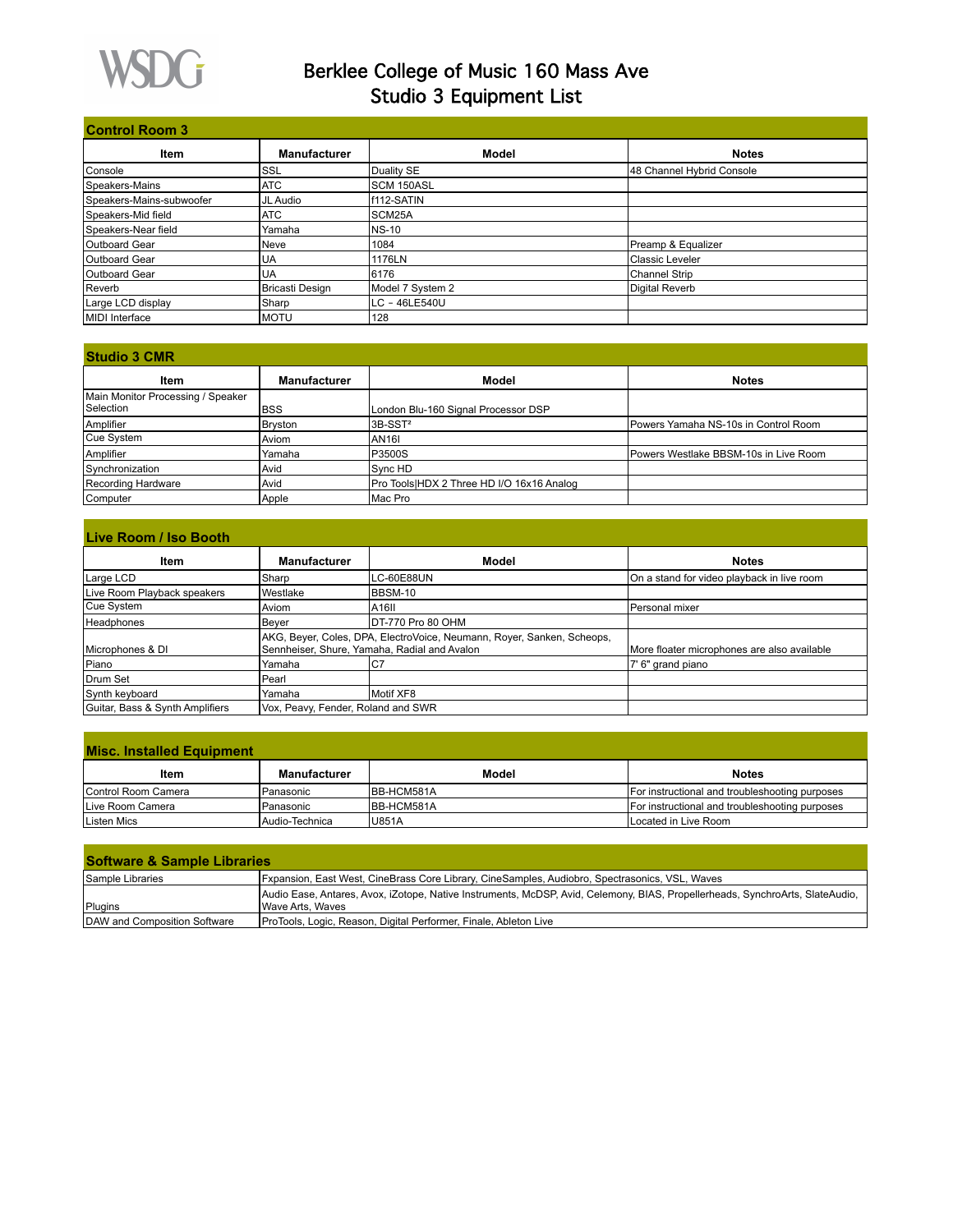# Berklee College of Music 160 Mass Ave
## Studio 3 Equipment List

### Control Room 3

| Item | Manufacturer | Model | Notes |
|---|---|---|---|
| Console | SSL | Duality SE | 48 Channel Hybrid Console |
| Speakers-Mains | ATC | SCM 150ASL | |
| Speakers-Mains-subwoofer | JL Audio | f112-SATIN | |
| Speakers-Mid field | ATC | SCM25A | |
| Speakers-Near field | Yamaha | NS-10 | |
| Outboard Gear | Neve | 1084 | Preamp & Equalizer |
| Outboard Gear | UA | 1176LN | Classic Leveler |
| Outboard Gear | UA | 6176 | Channel Strip |
| Reverb | Bricasti Design | Model 7 System 2 | Digital Reverb |
| Large LCD display | Sharp | LC - 46LE540U | |
| MIDI Interface | MOTU | 128 | |

### Studio 3 CMR

| Item | Manufacturer | Model | Notes |
|---|---|---|---|
| Main Monitor Processing / Speaker Selection | BSS | London Blu-160 Signal Processor DSP | |
| Amplifier | Bryston | 3B-SST² | Powers Yamaha NS-10s in Control Room |
| Cue System | Aviom | AN16I | |
| Amplifier | Yamaha | P3500S | Powers Westlake BBSM-10s in Live Room |
| Synchronization | Avid | Sync HD | |
| Recording Hardware | Avid | Pro Tools\|HDX 2 Three HD I/O 16x16 Analog | |
| Computer | Apple | Mac Pro | |

### Live Room / Iso Booth

| Item | Manufacturer | Model | Notes |
|---|---|---|---|
| Large LCD | Sharp | LC-60E88UN | On a stand for video playback in live room |
| Live Room Playback speakers | Westlake | BBSM-10 | |
| Cue System | Aviom | A16II | Personal mixer |
| Headphones | Beyer | DT-770 Pro 80 OHM | |
| Microphones & DI | AKG, Beyer, Coles, DPA, ElectroVoice, Neumann, Royer, Sanken, Scheops, Sennheiser, Shure, Yamaha, Radial and Avalon | | More floater microphones are also available |
| Piano | Yamaha | C7 | 7' 6" grand piano |
| Drum Set | Pearl | | |
| Synth keyboard | Yamaha | Motif XF8 | |
| Guitar, Bass & Synth Amplifiers | Vox, Peavy, Fender, Roland and SWR | | |

### Misc. Installed Equipment

| Item | Manufacturer | Model | Notes |
|---|---|---|---|
| Control Room Camera | Panasonic | BB-HCM581A | For instructional and troubleshooting purposes |
| Live Room Camera | Panasonic | BB-HCM581A | For instructional and troubleshooting purposes |
| Listen Mics | Audio-Technica | U851A | Located in Live Room |

### Software & Sample Libraries

| | |
|---|---|
| Sample Libraries | Fxpansion, East West, CineBrass Core Library, CineSamples, Audiobro, Spectrasonics, VSL, Waves |
| Plugins | Audio Ease, Antares, Avox, iZotope, Native Instruments, McDSP, Avid, Celemony, BIAS, Propellerheads, SynchroArts, SlateAudio, Wave Arts, Waves |
| DAW and Composition Software | ProTools, Logic, Reason, Digital Performer, Finale, Ableton Live |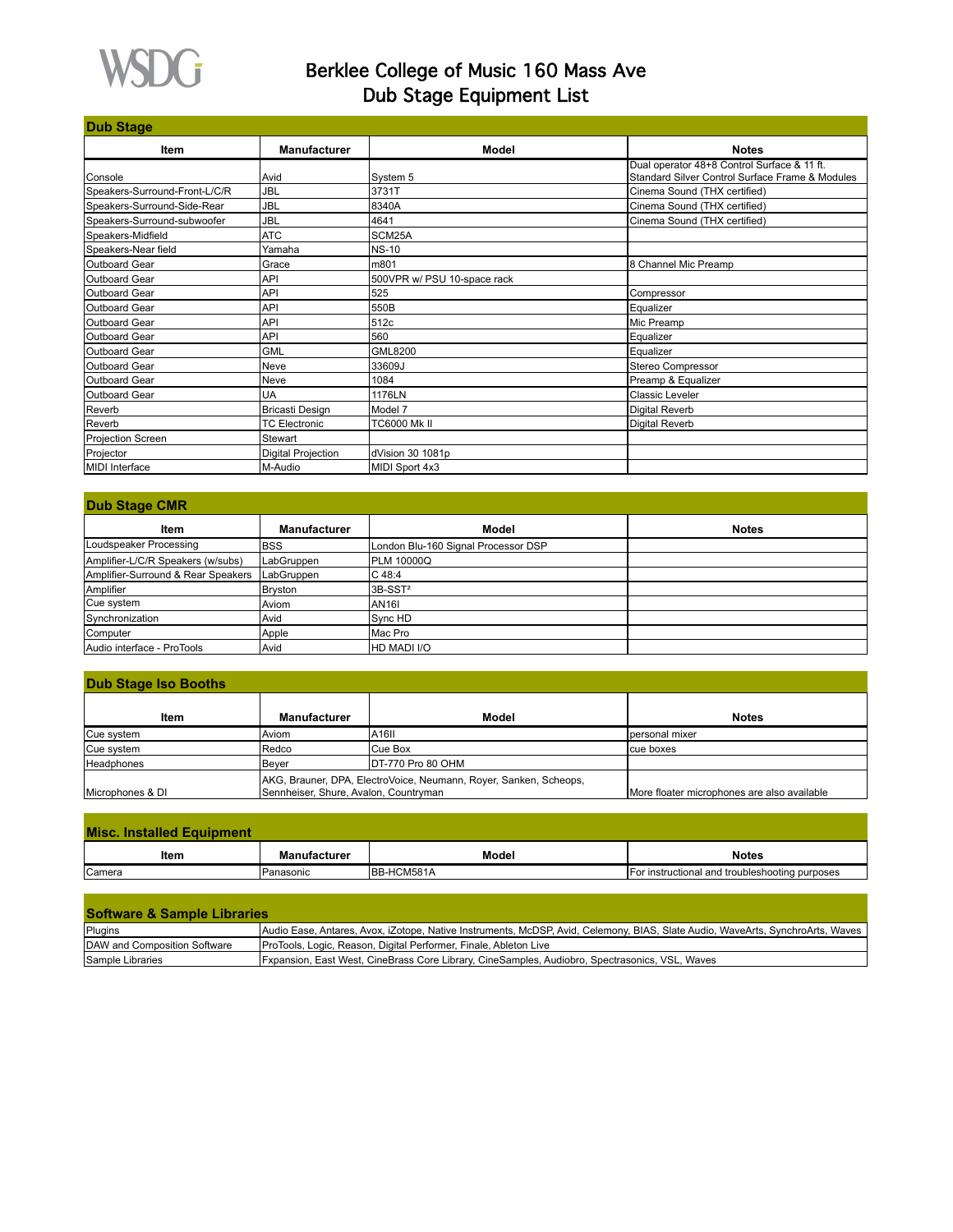# Berklee College of Music 160 Mass Ave
# Dub Stage Equipment List

## Dub Stage

| Item | Manufacturer | Model | Notes |
|---|---|---|---|
| Console | Avid | System 5 | Dual operator 48+8 Control Surface & 11 ft. Standard Silver Control Surface Frame & Modules |
| Speakers-Surround-Front-L/C/R | JBL | 3731T | Cinema Sound (THX certified) |
| Speakers-Surround-Side-Rear | JBL | 8340A | Cinema Sound (THX certified) |
| Speakers-Surround-subwoofer | JBL | 4641 | Cinema Sound (THX certified) |
| Speakers-Midfield | ATC | SCM25A | |
| Speakers-Near field | Yamaha | NS-10 | |
| Outboard Gear | Grace | m801 | 8 Channel Mic Preamp |
| Outboard Gear | API | 500VPR w/ PSU 10-space rack | |
| Outboard Gear | API | 525 | Compressor |
| Outboard Gear | API | 550B | Equalizer |
| Outboard Gear | API | 512c | Mic Preamp |
| Outboard Gear | API | 560 | Equalizer |
| Outboard Gear | GML | GML8200 | Equalizer |
| Outboard Gear | Neve | 33609J | Stereo Compressor |
| Outboard Gear | Neve | 1084 | Preamp & Equalizer |
| Outboard Gear | UA | 1176LN | Classic Leveler |
| Reverb | Bricasti Design | Model 7 | Digital Reverb |
| Reverb | TC Electronic | TC6000 Mk II | Digital Reverb |
| Projection Screen | Stewart | | |
| Projector | Digital Projection | dVision 30 1081p | |
| MIDI Interface | M-Audio | MIDI Sport 4x3 | |

## Dub Stage CMR

| Item | Manufacturer | Model | Notes |
|---|---|---|---|
| Loudspeaker Processing | BSS | London Blu-160 Signal Processor DSP | |
| Amplifier-L/C/R Speakers (w/subs) | LabGruppen | PLM 10000Q | |
| Amplifier-Surround & Rear Speakers | LabGruppen | C 48:4 | |
| Amplifier | Bryston | 3B-SST² | |
| Cue system | Aviom | AN16I | |
| Synchronization | Avid | Sync HD | |
| Computer | Apple | Mac Pro | |
| Audio interface - ProTools | Avid | HD MADI I/O | |

## Dub Stage Iso Booths

| Item | Manufacturer | Model | Notes |
|---|---|---|---|
| Cue system | Aviom | A16II | personal mixer |
| Cue system | Redco | Cue Box | cue boxes |
| Headphones | Beyer | DT-770 Pro 80 OHM | |
| Microphones & DI | AKG, Brauner, DPA, ElectroVoice, Neumann, Royer, Sanken, Scheops, Sennheiser, Shure, Avalon, Countryman | | More floater microphones are also available |

## Misc. Installed Equipment

| Item | Manufacturer | Model | Notes |
|---|---|---|---|
| Camera | Panasonic | BB-HCM581A | For instructional and troubleshooting purposes |

## Software & Sample Libraries

| | |
|---|---|
| Plugins | Audio Ease, Antares, Avox, iZotope, Native Instruments, McDSP, Avid, Celemony, BIAS, Slate Audio, WaveArts, SynchroArts, Waves |
| DAW and Composition Software | ProTools, Logic, Reason, Digital Performer, Finale, Ableton Live |
| Sample Libraries | Fxpansion, East West, CineBrass Core Library, CineSamples, Audiobro, Spectrasonics, VSL, Waves |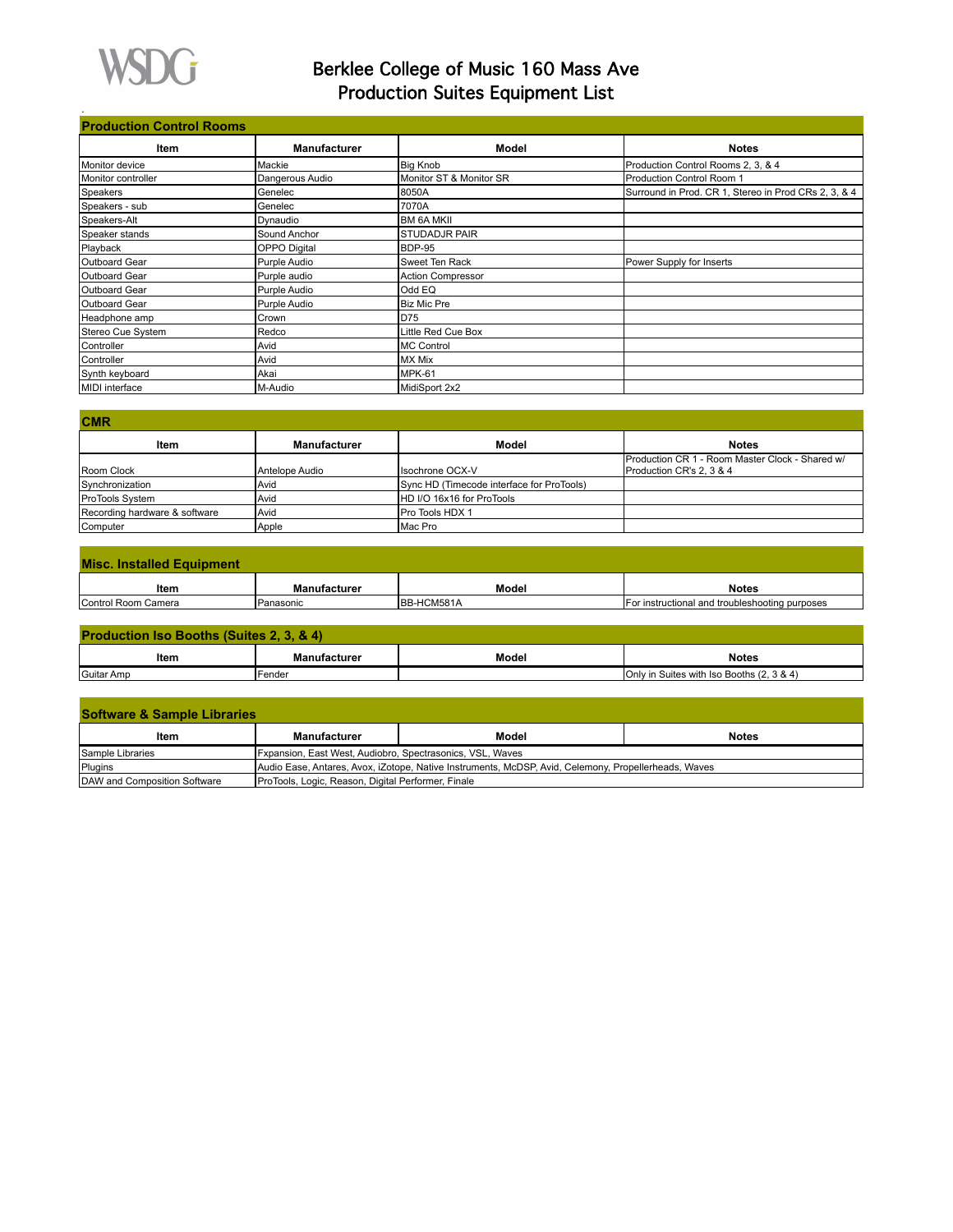# Berklee College of Music 160 Mass Ave
# Production Suites Equipment List

## Production Control Rooms

| Item | Manufacturer | Model | Notes |
|---|---|---|---|
| Monitor device | Mackie | Big Knob | Production Control Rooms 2, 3, & 4 |
| Monitor controller | Dangerous Audio | Monitor ST & Monitor SR | Production Control Room 1 |
| Speakers | Genelec | 8050A | Surround in Prod. CR 1, Stereo in Prod CRs 2, 3, & 4 |
| Speakers - sub | Genelec | 7070A | |
| Speakers-Alt | Dynaudio | BM 6A MKII | |
| Speaker stands | Sound Anchor | STUDADJR PAIR | |
| Playback | OPPO Digital | BDP-95 | |
| Outboard Gear | Purple Audio | Sweet Ten Rack | Power Supply for Inserts |
| Outboard Gear | Purple audio | Action Compressor | |
| Outboard Gear | Purple Audio | Odd EQ | |
| Outboard Gear | Purple Audio | Biz Mic Pre | |
| Headphone amp | Crown | D75 | |
| Stereo Cue System | Redco | Little Red Cue Box | |
| Controller | Avid | MC Control | |
| Controller | Avid | MX Mix | |
| Synth keyboard | Akai | MPK-61 | |
| MIDI interface | M-Audio | MidiSport 2x2 | |

## CMR

| Item | Manufacturer | Model | Notes |
|---|---|---|---|
| Room Clock | Antelope Audio | Isochrone OCX-V | Production CR 1 - Room Master Clock - Shared w/ Production CR's 2, 3 & 4 |
| Synchronization | Avid | Sync HD (Timecode interface for ProTools) | |
| ProTools System | Avid | HD I/O 16x16 for ProTools | |
| Recording hardware & software | Avid | Pro Tools HDX 1 | |
| Computer | Apple | Mac Pro | |

## Misc. Installed Equipment

| Item | Manufacturer | Model | Notes |
|---|---|---|---|
| Control Room Camera | Panasonic | BB-HCM581A | For instructional and troubleshooting purposes |

## Production Iso Booths (Suites 2, 3, & 4)

| Item | Manufacturer | Model | Notes |
|---|---|---|---|
| Guitar Amp | Fender | | Only in Suites with Iso Booths (2, 3 & 4) |

## Software & Sample Libraries

| Item | Manufacturer | Model | Notes |
|---|---|---|---|
| Sample Libraries | Fxpansion, East West, Audiobro, Spectrasonics, VSL, Waves | | |
| Plugins | Audio Ease, Antares, Avox, iZotope, Native Instruments, McDSP, Avid, Celemony, Propellerheads, Waves | | |
| DAW and Composition Software | ProTools, Logic, Reason, Digital Performer, Finale | | |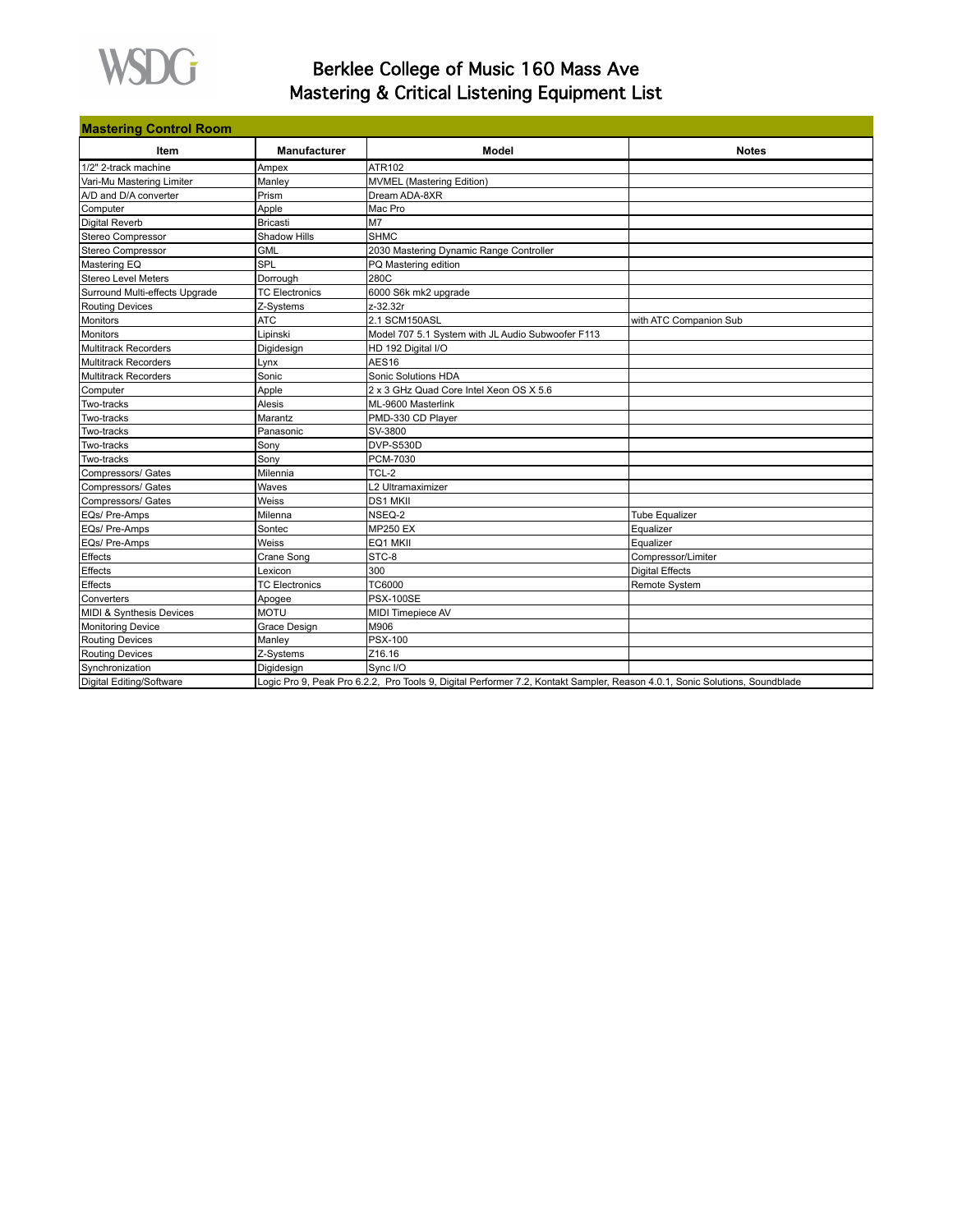# Berklee College of Music 160 Mass Ave
# Mastering & Critical Listening Equipment List

## Mastering Control Room

| Item | Manufacturer | Model | Notes |
|---|---|---|---|
| 1/2" 2-track machine | Ampex | ATR102 | |
| Vari-Mu Mastering Limiter | Manley | MVMEL (Mastering Edition) | |
| A/D and D/A converter | Prism | Dream ADA-8XR | |
| Computer | Apple | Mac Pro | |
| Digital Reverb | Bricasti | M7 | |
| Stereo Compressor | Shadow Hills | SHMC | |
| Stereo Compressor | GML | 2030 Mastering Dynamic Range Controller | |
| Mastering EQ | SPL | PQ Mastering edition | |
| Stereo Level Meters | Dorrough | 280C | |
| Surround Multi-effects Upgrade | TC Electronics | 6000 S6k mk2 upgrade | |
| Routing Devices | Z-Systems | z-32.32r | |
| Monitors | ATC | 2.1 SCM150ASL | with ATC Companion Sub |
| Monitors | Lipinski | Model 707 5.1 System with JL Audio Subwoofer F113 | |
| Multitrack Recorders | Digidesign | HD 192 Digital I/O | |
| Multitrack Recorders | Lynx | AES16 | |
| Multitrack Recorders | Sonic | Sonic Solutions HDA | |
| Computer | Apple | 2 x 3 GHz Quad Core Intel Xeon OS X 5.6 | |
| Two-tracks | Alesis | ML-9600 Masterlink | |
| Two-tracks | Marantz | PMD-330 CD Player | |
| Two-tracks | Panasonic | SV-3800 | |
| Two-tracks | Sony | DVP-S530D | |
| Two-tracks | Sony | PCM-7030 | |
| Compressors/ Gates | Milennia | TCL-2 | |
| Compressors/ Gates | Waves | L2 Ultramaximizer | |
| Compressors/ Gates | Weiss | DS1 MKII | |
| EQs/ Pre-Amps | Milenna | NSEQ-2 | Tube Equalizer |
| EQs/ Pre-Amps | Sontec | MP250 EX | Equalizer |
| EQs/ Pre-Amps | Weiss | EQ1 MKII | Equalizer |
| Effects | Crane Song | STC-8 | Compressor/Limiter |
| Effects | Lexicon | 300 | Digital Effects |
| Effects | TC Electronics | TC6000 | Remote System |
| Converters | Apogee | PSX-100SE | |
| MIDI & Synthesis Devices | MOTU | MIDI Timepiece AV | |
| Monitoring Device | Grace Design | M906 | |
| Routing Devices | Manley | PSX-100 | |
| Routing Devices | Z-Systems | Z16.16 | |
| Synchronization | Digidesign | Sync I/O | |
| Digital Editing/Software | Logic Pro 9, Peak Pro 6.2.2, Pro Tools 9, Digital Performer 7.2, Kontakt Sampler, Reason 4.0.1, Sonic Solutions, Soundblade | | |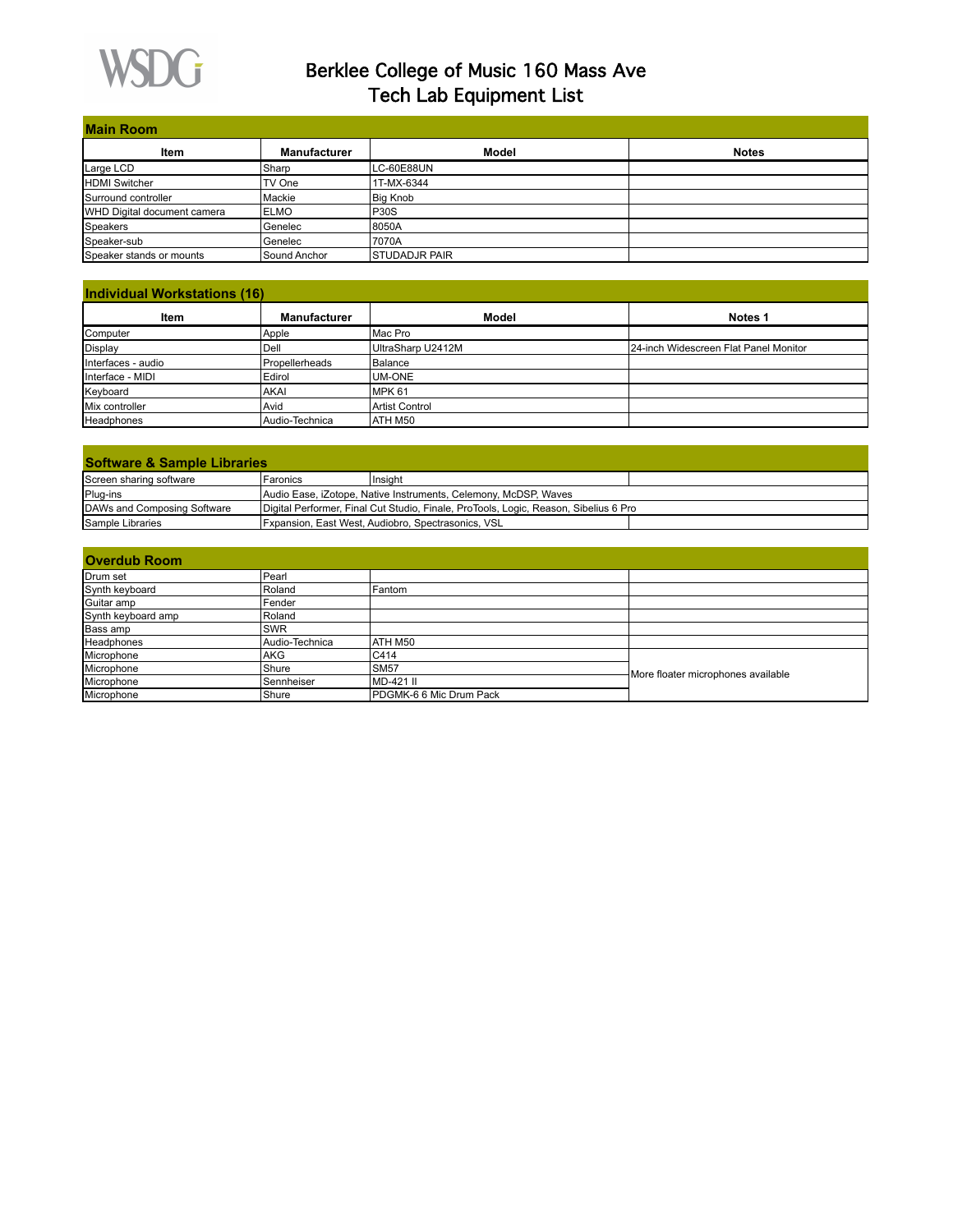# Berkleee College of Music 160 Mass Ave
## Tech Lab Equipment List

### Main Room

| Item | Manufacturer | Model | Notes |
|---|---|---|---|
| Large LCD | Sharp | LC-60E88UN | |
| HDMI Switcher | TV One | 1T-MX-6344 | |
| Surround controller | Mackie | Big Knob | |
| WHD Digital document camera | ELMO | P30S | |
| Speakers | Genelec | 8050A | |
| Speaker-sub | Genelec | 7070A | |
| Speaker stands or mounts | Sound Anchor | STUDADJR PAIR | |

### Individual Workstations (16)

| Item | Manufacturer | Model | Notes 1 |
|---|---|---|---|
| Computer | Apple | Mac Pro | |
| Display | Dell | UltraSharp U2412M | 24-inch Widescreen Flat Panel Monitor |
| Interfaces - audio | Propellerheads | Balance | |
| Interface - MIDI | Edirol | UM-ONE | |
| Keyboard | AKAI | MPK 61 | |
| Mix controller | Avid | Artist Control | |
| Headphones | Audio-Technica | ATH M50 | |

### Software & Sample Libraries

| | | | |
|---|---|---|---|
| Screen sharing software | Faronics | Insight | |
| Plug-ins | Audio Ease, iZotope, Native Instruments, Celemony, McDSP, Waves | | |
| DAWs and Composing Software | Digital Performer, Final Cut Studio, Finale, ProTools, Logic, Reason, Sibelius 6 Pro | | |
| Sample Libraries | Fxpansion, East West, Audiobro, Spectrasonics, VSL | | |

### Overdub Room

| | | | |
|---|---|---|---|
| Drum set | Pearl | | |
| Synth keyboard | Roland | Fantom | |
| Guitar amp | Fender | | |
| Synth keyboard amp | Roland | | |
| Bass amp | SWR | | |
| Headphones | Audio-Technica | ATH M50 | |
| Microphone | AKG | C414 | More floater microphones available |
| Microphone | Shure | SM57 | |
| Microphone | Sennheiser | MD-421 II | |
| Microphone | Shure | PDGMK-6 6 Mic Drum Pack | |